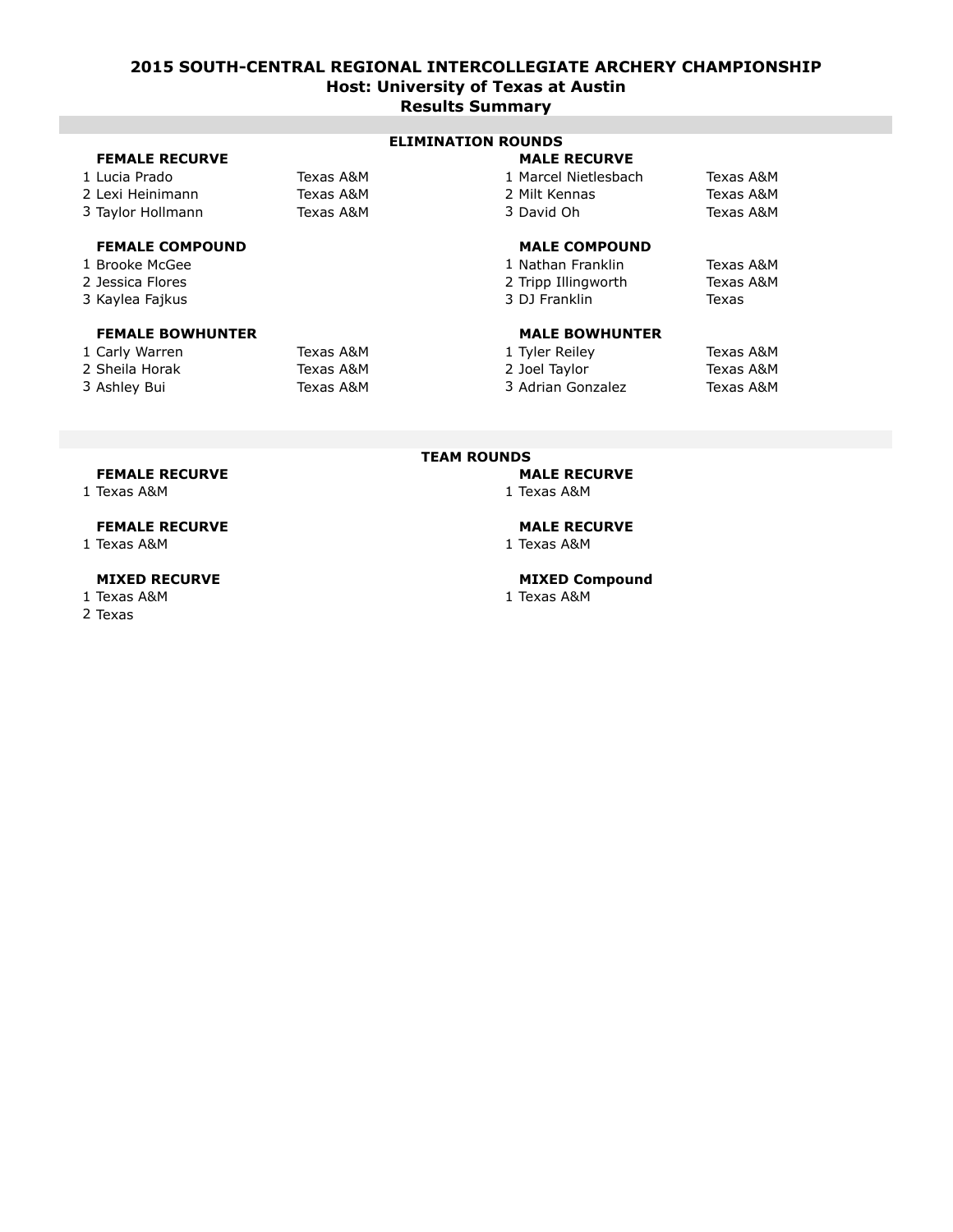# 2015 SOUTH-CENTRAL REGIONAL INTERCOLLEGIATE ARCHERY CHAMPIONSHIP

## Host: University of Texas at Austin

## Results Summary

### ELIMINATION ROUNDS

**FEMALE RECURVE**

| Place | Name | School |
|---|---|---|
| 1 | Lucia Prado | Texas A&M |
| 2 | Lexi Heinimann | Texas A&M |
| 3 | Taylor Hollmann | Texas A&M |

**MALE RECURVE**

| Place | Name | School |
|---|---|---|
| 1 | Marcel Nietlesbach | Texas A&M |
| 2 | Milt Kennas | Texas A&M |
| 3 | David Oh | Texas A&M |

**FEMALE COMPOUND**

| Place | Name | School |
|---|---|---|
| 1 | Brooke McGee | |
| 2 | Jessica Flores | |
| 3 | Kaylea Fajkus | |

**MALE COMPOUND**

| Place | Name | School |
|---|---|---|
| 1 | Nathan Franklin | Texas A&M |
| 2 | Tripp Illingworth | Texas A&M |
| 3 | DJ Franklin | Texas |

**FEMALE BOWHUNTER**

| Place | Name | School |
|---|---|---|
| 1 | Carly Warren | Texas A&M |
| 2 | Sheila Horak | Texas A&M |
| 3 | Ashley Bui | Texas A&M |

**MALE BOWHUNTER**

| Place | Name | School |
|---|---|---|
| 1 | Tyler Reiley | Texas A&M |
| 2 | Joel Taylor | Texas A&M |
| 3 | Adrian Gonzalez | Texas A&M |

### TEAM ROUNDS

**FEMALE RECURVE**

1 Texas A&M

**MALE RECURVE**

1 Texas A&M

**FEMALE RECURVE**

1 Texas A&M

**MALE RECURVE**

1 Texas A&M

**MIXED RECURVE**

1 Texas A&M
2 Texas

**MIXED Compound**

1 Texas A&M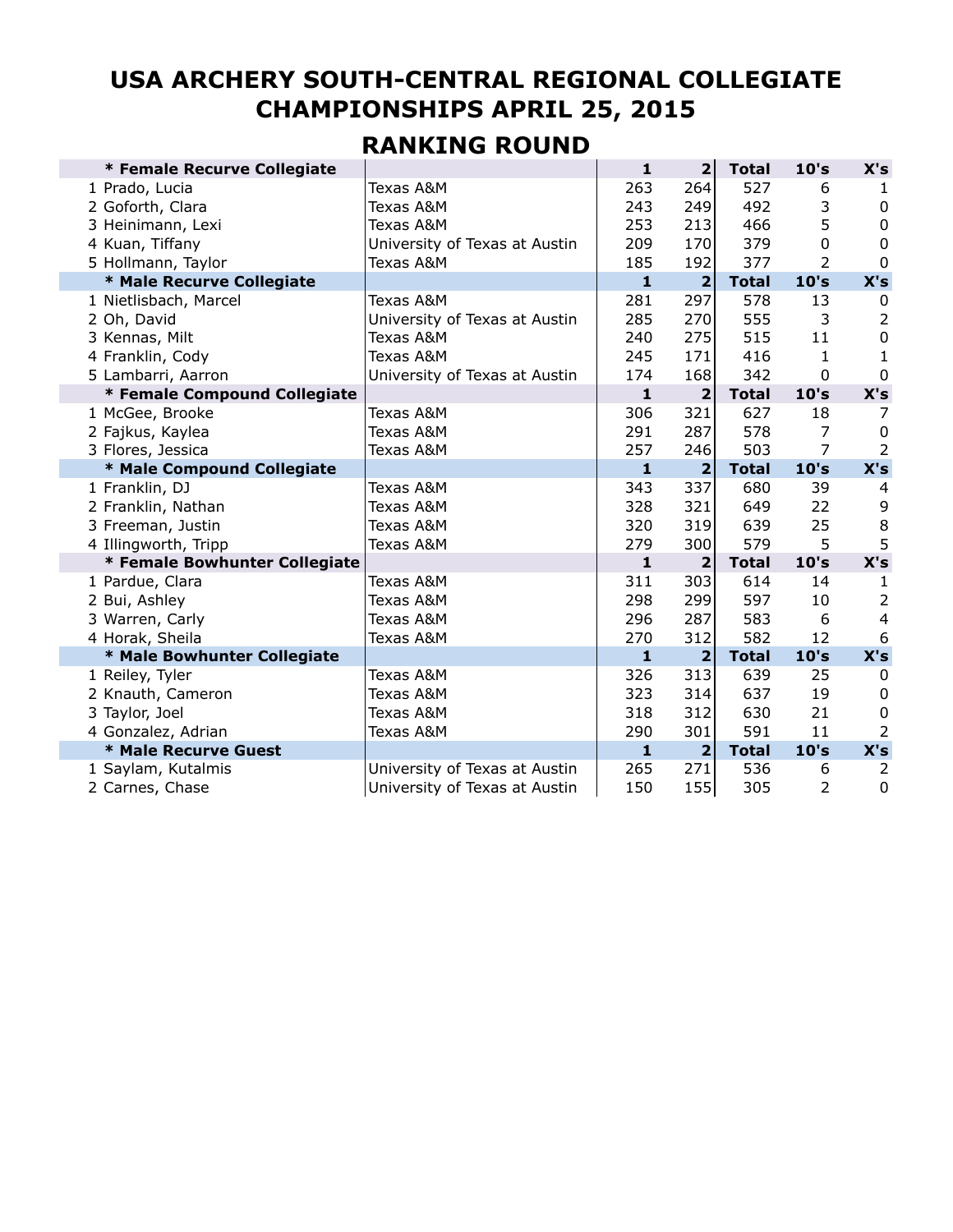# USA ARCHERY SOUTH-CENTRAL REGIONAL COLLEGIATE CHAMPIONSHIPS APRIL 25, 2015

## RANKING ROUND

| * Female Recurve Collegiate | | 1 | 2 | Total | 10's | X's |
|---|---|---|---|---|---|---|
| 1 Prado, Lucia | Texas A&M | 263 | 264 | 527 | 6 | 1 |
| 2 Goforth, Clara | Texas A&M | 243 | 249 | 492 | 3 | 0 |
| 3 Heinimann, Lexi | Texas A&M | 253 | 213 | 466 | 5 | 0 |
| 4 Kuan, Tiffany | University of Texas at Austin | 209 | 170 | 379 | 0 | 0 |
| 5 Hollmann, Taylor | Texas A&M | 185 | 192 | 377 | 2 | 0 |
| **\* Male Recurve Collegiate** | | **1** | **2** | **Total** | **10's** | **X's** |
| 1 Nietlisbach, Marcel | Texas A&M | 281 | 297 | 578 | 13 | 0 |
| 2 Oh, David | University of Texas at Austin | 285 | 270 | 555 | 3 | 2 |
| 3 Kennas, Milt | Texas A&M | 240 | 275 | 515 | 11 | 0 |
| 4 Franklin, Cody | Texas A&M | 245 | 171 | 416 | 1 | 1 |
| 5 Lambarri, Aarron | University of Texas at Austin | 174 | 168 | 342 | 0 | 0 |
| **\* Female Compound Collegiate** | | **1** | **2** | **Total** | **10's** | **X's** |
| 1 McGee, Brooke | Texas A&M | 306 | 321 | 627 | 18 | 7 |
| 2 Fajkus, Kaylea | Texas A&M | 291 | 287 | 578 | 7 | 0 |
| 3 Flores, Jessica | Texas A&M | 257 | 246 | 503 | 7 | 2 |
| **\* Male Compound Collegiate** | | **1** | **2** | **Total** | **10's** | **X's** |
| 1 Franklin, DJ | Texas A&M | 343 | 337 | 680 | 39 | 4 |
| 2 Franklin, Nathan | Texas A&M | 328 | 321 | 649 | 22 | 9 |
| 3 Freeman, Justin | Texas A&M | 320 | 319 | 639 | 25 | 8 |
| 4 Illingworth, Tripp | Texas A&M | 279 | 300 | 579 | 5 | 5 |
| **\* Female Bowhunter Collegiate** | | **1** | **2** | **Total** | **10's** | **X's** |
| 1 Pardue, Clara | Texas A&M | 311 | 303 | 614 | 14 | 1 |
| 2 Bui, Ashley | Texas A&M | 298 | 299 | 597 | 10 | 2 |
| 3 Warren, Carly | Texas A&M | 296 | 287 | 583 | 6 | 4 |
| 4 Horak, Sheila | Texas A&M | 270 | 312 | 582 | 12 | 6 |
| **\* Male Bowhunter Collegiate** | | **1** | **2** | **Total** | **10's** | **X's** |
| 1 Reiley, Tyler | Texas A&M | 326 | 313 | 639 | 25 | 0 |
| 2 Knauth, Cameron | Texas A&M | 323 | 314 | 637 | 19 | 0 |
| 3 Taylor, Joel | Texas A&M | 318 | 312 | 630 | 21 | 0 |
| 4 Gonzalez, Adrian | Texas A&M | 290 | 301 | 591 | 11 | 2 |
| **\* Male Recurve Guest** | | **1** | **2** | **Total** | **10's** | **X's** |
| 1 Saylam, Kutalmis | University of Texas at Austin | 265 | 271 | 536 | 6 | 2 |
| 2 Carnes, Chase | University of Texas at Austin | 150 | 155 | 305 | 2 | 0 |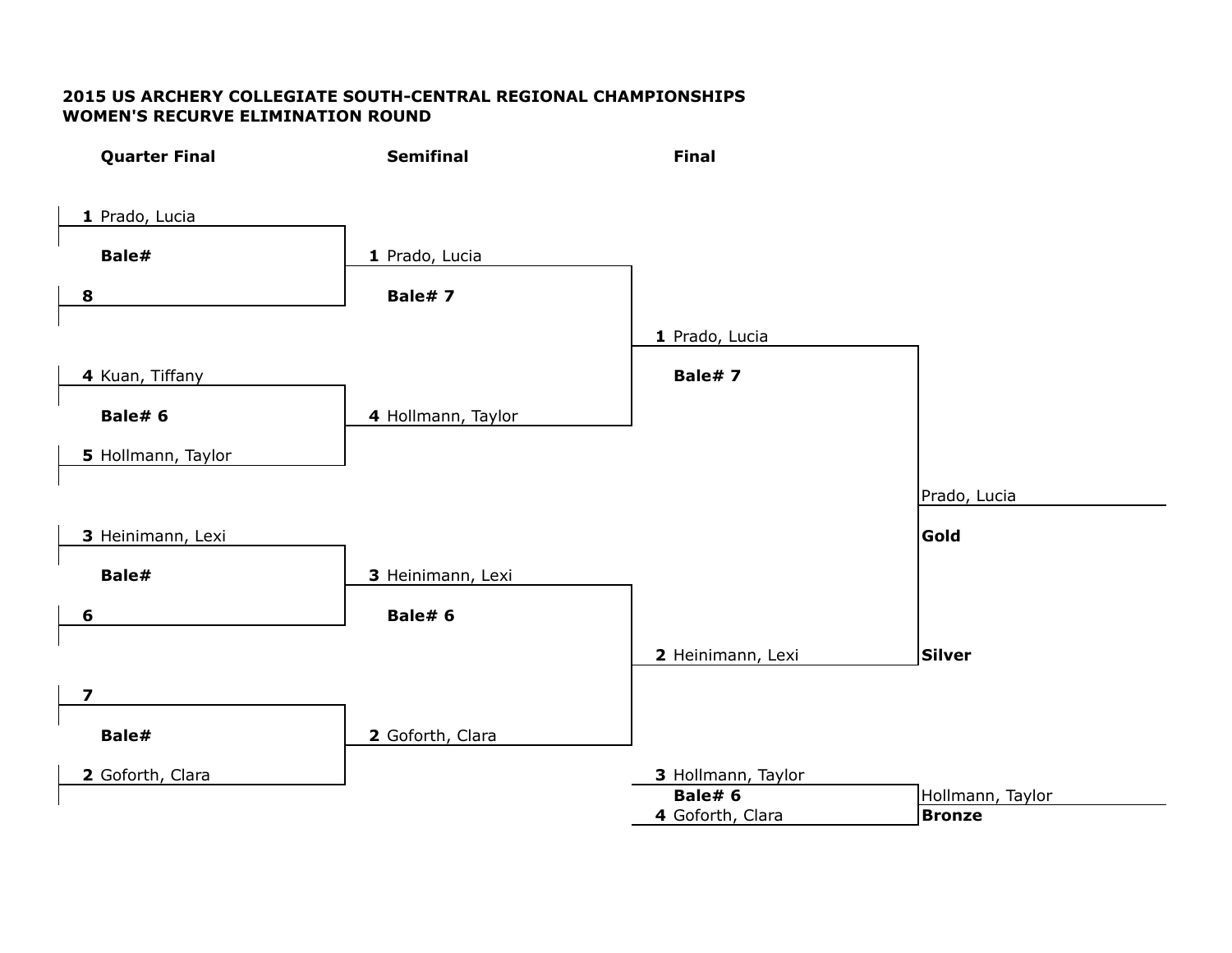**2015 US ARCHERY COLLEGIATE SOUTH-CENTRAL REGIONAL CHAMPIONSHIPS**
**WOMEN'S RECURVE ELIMINATION ROUND**

| Quarter Final | Semifinal | Final | |
|---|---|---|---|
| **1** Prado, Lucia | | | |
| **Bale#** | **1** Prado, Lucia | | |
| **8** | **Bale# 7** | | |
| | | **1** Prado, Lucia | |
| **4** Kuan, Tiffany | | **Bale# 7** | |
| **Bale# 6** | **4** Hollmann, Taylor | | |
| **5** Hollmann, Taylor | | | |
| | | | Prado, Lucia |
| **3** Heinimann, Lexi | | | **Gold** |
| **Bale#** | **3** Heinimann, Lexi | | |
| **6** | **Bale# 6** | | |
| | | **2** Heinimann, Lexi | **Silver** |
| **7** | | | |
| **Bale#** | **2** Goforth, Clara | | |
| **2** Goforth, Clara | | | |
| | | **3** Hollmann, Taylor | |
| | | **Bale# 6** | Hollmann, Taylor |
| | | **4** Goforth, Clara | **Bronze** |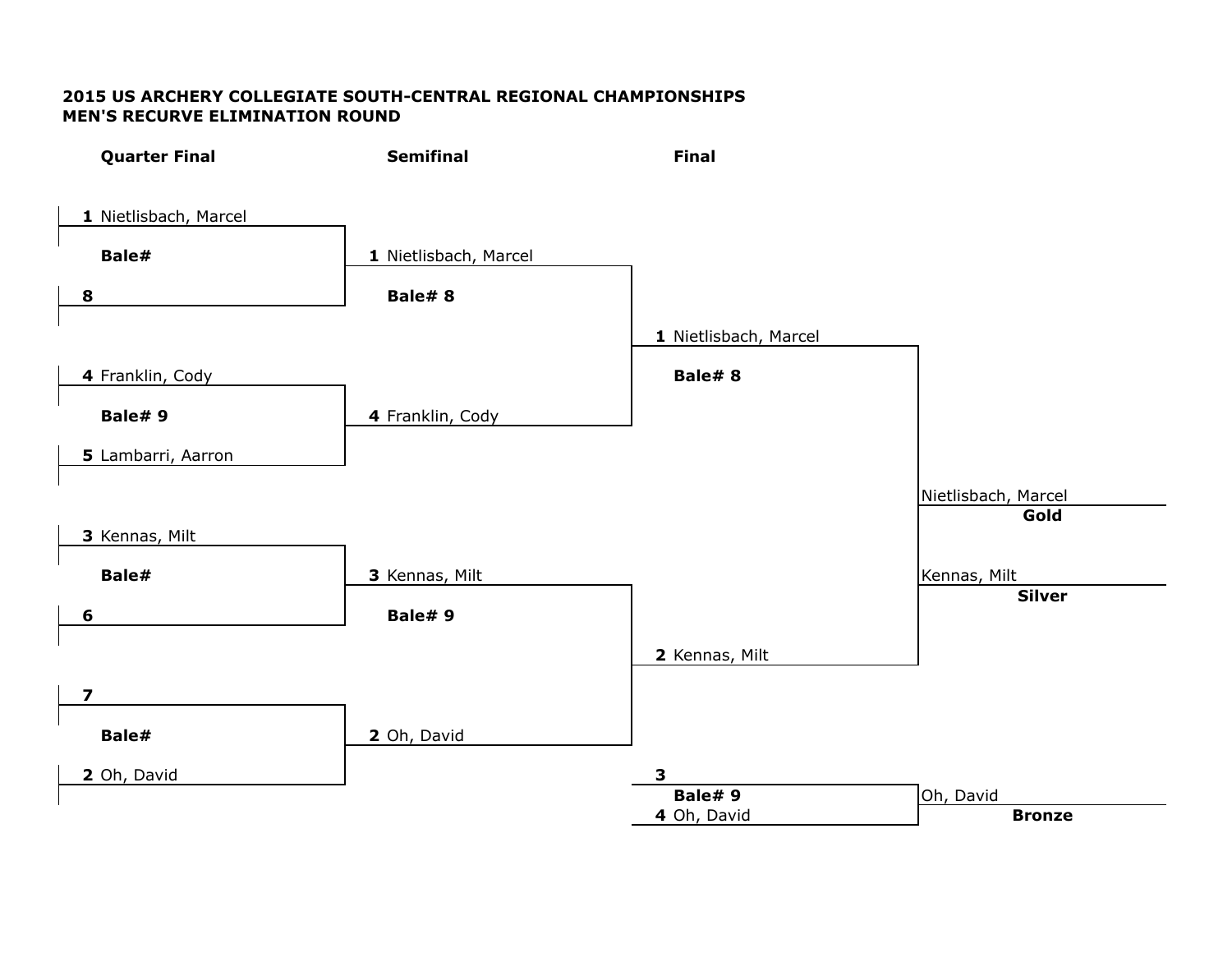**2015 US ARCHERY COLLEGIATE SOUTH-CENTRAL REGIONAL CHAMPIONSHIPS**
**MEN'S RECURVE ELIMINATION ROUND**

**Quarter Final**

**1** Nietlisbach, Marcel
**Bale#**
**8**

**4** Franklin, Cody
**Bale# 9**
**5** Lambarri, Aarron

**3** Kennas, Milt
**Bale#**
**6**

**7**
**Bale#**
**2** Oh, David

**Semifinal**

**1** Nietlisbach, Marcel
**Bale# 8**
**4** Franklin, Cody

**3** Kennas, Milt
**Bale# 9**
**2** Oh, David

**Final**

**1** Nietlisbach, Marcel
**Bale# 8**
**2** Kennas, Milt

**3**
**Bale# 9**
**4** Oh, David

Nietlisbach, Marcel
**Gold**

Kennas, Milt
**Silver**

Oh, David
**Bronze**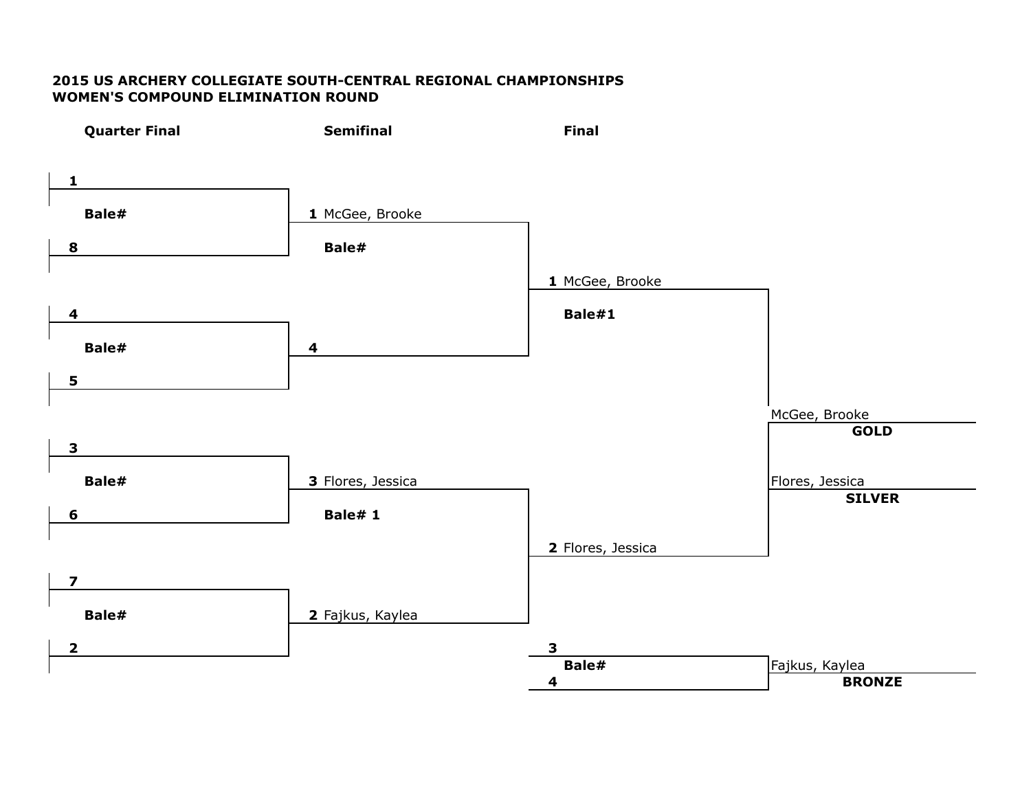**2015 US ARCHERY COLLEGIATE SOUTH-CENTRAL REGIONAL CHAMPIONSHIPS**
**WOMEN'S COMPOUND ELIMINATION ROUND**

| Quarter Final | Semifinal | Final | |
|---|---|---|---|
| **1** | | | |
| **Bale#** | **1** McGee, Brooke | | |
| **8** | **Bale#** | | |
| | | **1** McGee, Brooke | |
| **4** | | **Bale#1** | |
| **Bale#** | **4** | | |
| **5** | | | |
| | | | McGee, Brooke |
| | | | **GOLD** |
| **3** | | | |
| **Bale#** | **3** Flores, Jessica | | Flores, Jessica |
| **6** | **Bale# 1** | | **SILVER** |
| | | **2** Flores, Jessica | |
| **7** | | | |
| **Bale#** | **2** Fajkus, Kaylea | | |
| **2** | | | |
| | | **3** | |
| | | **Bale#** | Fajkus, Kaylea |
| | | **4** | **BRONZE** |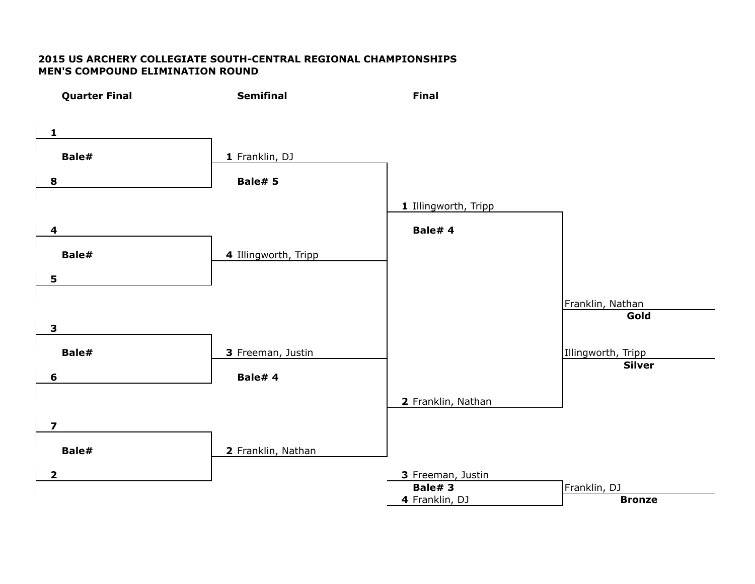**2015 US ARCHERY COLLEGIATE SOUTH-CENTRAL REGIONAL CHAMPIONSHIPS**
**MEN'S COMPOUND ELIMINATION ROUND**

| Quarter Final | Semifinal | Final | |
|---|---|---|---|
| **1** | | | |
| **Bale#** | **1** Franklin, DJ | | |
| **8** | **Bale# 5** | | |
| | | **1** Illingworth, Tripp | |
| **4** | | **Bale# 4** | |
| **Bale#** | **4** Illingworth, Tripp | | |
| **5** | | | |
| | | | Franklin, Nathan |
| | | | **Gold** |
| **3** | | | |
| **Bale#** | **3** Freeman, Justin | | Illingworth, Tripp |
| **6** | **Bale# 4** | | **Silver** |
| | | **2** Franklin, Nathan | |
| **7** | | | |
| **Bale#** | **2** Franklin, Nathan | | |
| **2** | | **3** Freeman, Justin | |
| | | **Bale# 3** | Franklin, DJ |
| | | **4** Franklin, DJ | **Bronze** |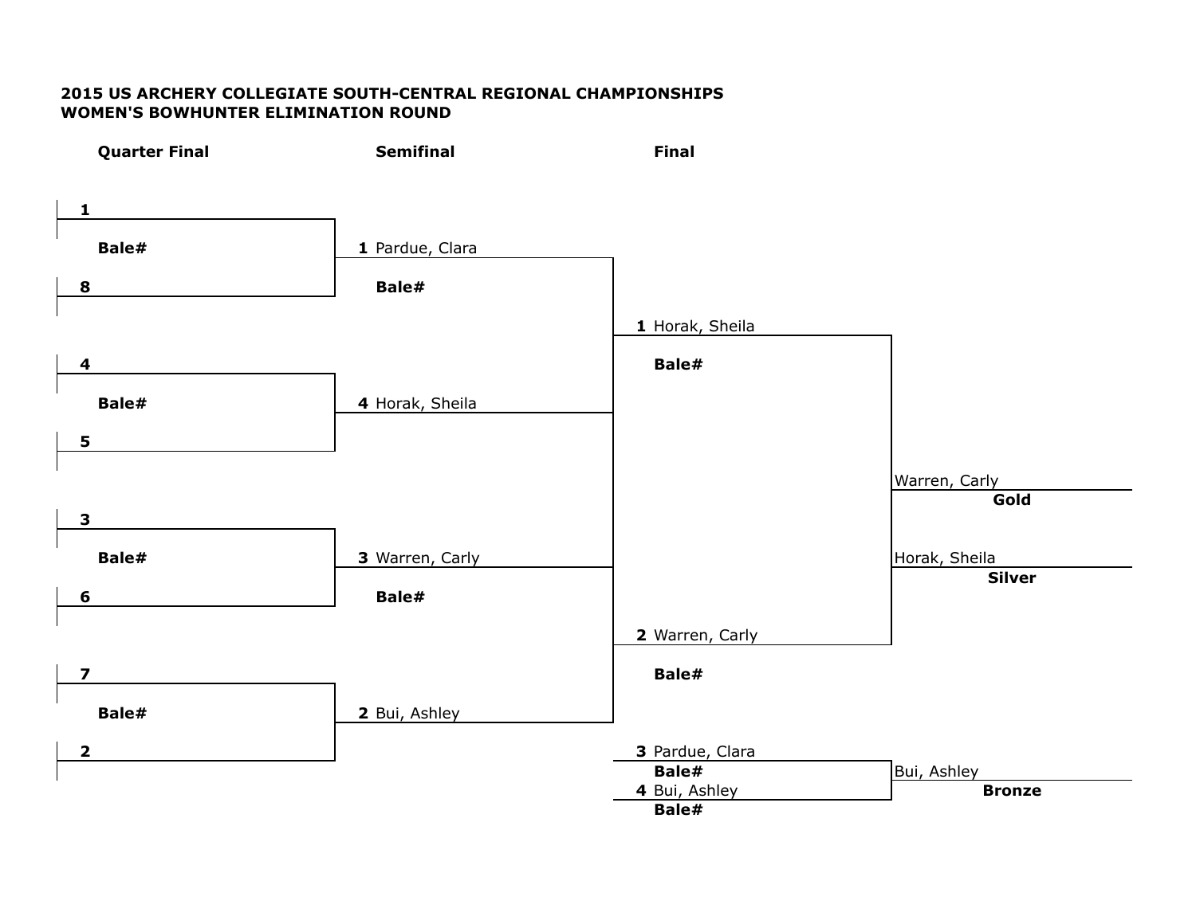**2015 US ARCHERY COLLEGIATE SOUTH-CENTRAL REGIONAL CHAMPIONSHIPS**
**WOMEN'S BOWHUNTER ELIMINATION ROUND**

| Quarter Final | Semifinal | Final | |
|---|---|---|---|
| **1** | | | |
| **Bale#** | **1** Pardue, Clara | | |
| **8** | **Bale#** | | |
| | | **1** Horak, Sheila | |
| **4** | | **Bale#** | |
| **Bale#** | **4** Horak, Sheila | | |
| **5** | | | |
| | | | Warren, Carly |
| | | | **Gold** |
| **3** | | | |
| **Bale#** | **3** Warren, Carly | | Horak, Sheila |
| | | | **Silver** |
| **6** | **Bale#** | | |
| | | **2** Warren, Carly | |
| **7** | | **Bale#** | |
| **Bale#** | **2** Bui, Ashley | | |
| **2** | | **3** Pardue, Clara | |
| | | **Bale#** | Bui, Ashley |
| | | **4** Bui, Ashley | **Bronze** |
| | | **Bale#** | |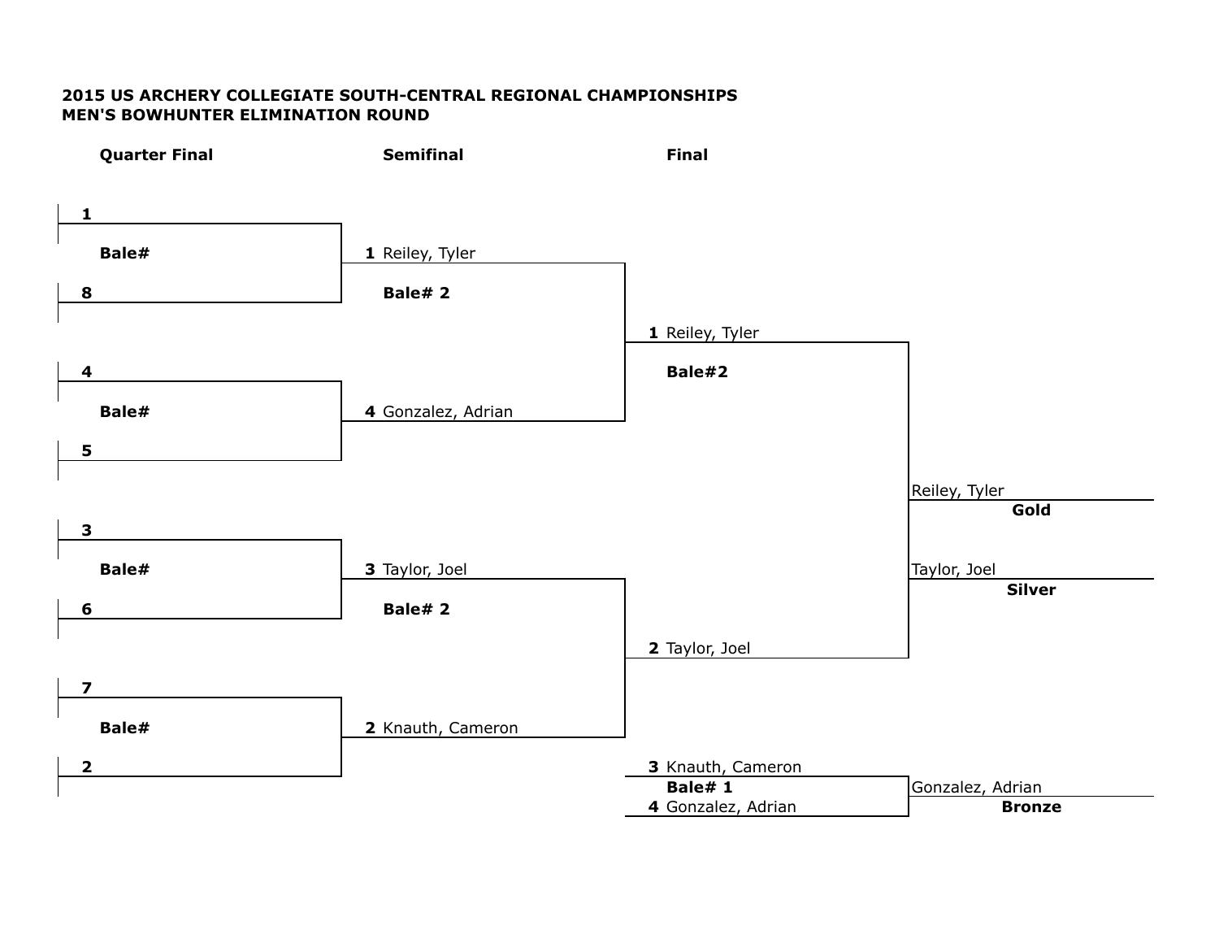**2015 US ARCHERY COLLEGIATE SOUTH-CENTRAL REGIONAL CHAMPIONSHIPS**
**MEN'S BOWHUNTER ELIMINATION ROUND**

**Quarter Final**

**1**
**Bale#**
**8**

**4**
**Bale#**
**5**

**3**
**Bale#**
**6**

**7**
**Bale#**
**2**

**Semifinal**

**1** Reiley, Tyler
**Bale# 2**
**4** Gonzalez, Adrian

**3** Taylor, Joel
**Bale# 2**
**2** Knauth, Cameron

**Final**

**1** Reiley, Tyler
**Bale#2**
**2** Taylor, Joel

**3** Knauth, Cameron
**Bale# 1**
**4** Gonzalez, Adrian

Reiley, Tyler
**Gold**

Taylor, Joel
**Silver**

Gonzalez, Adrian
**Bronze**